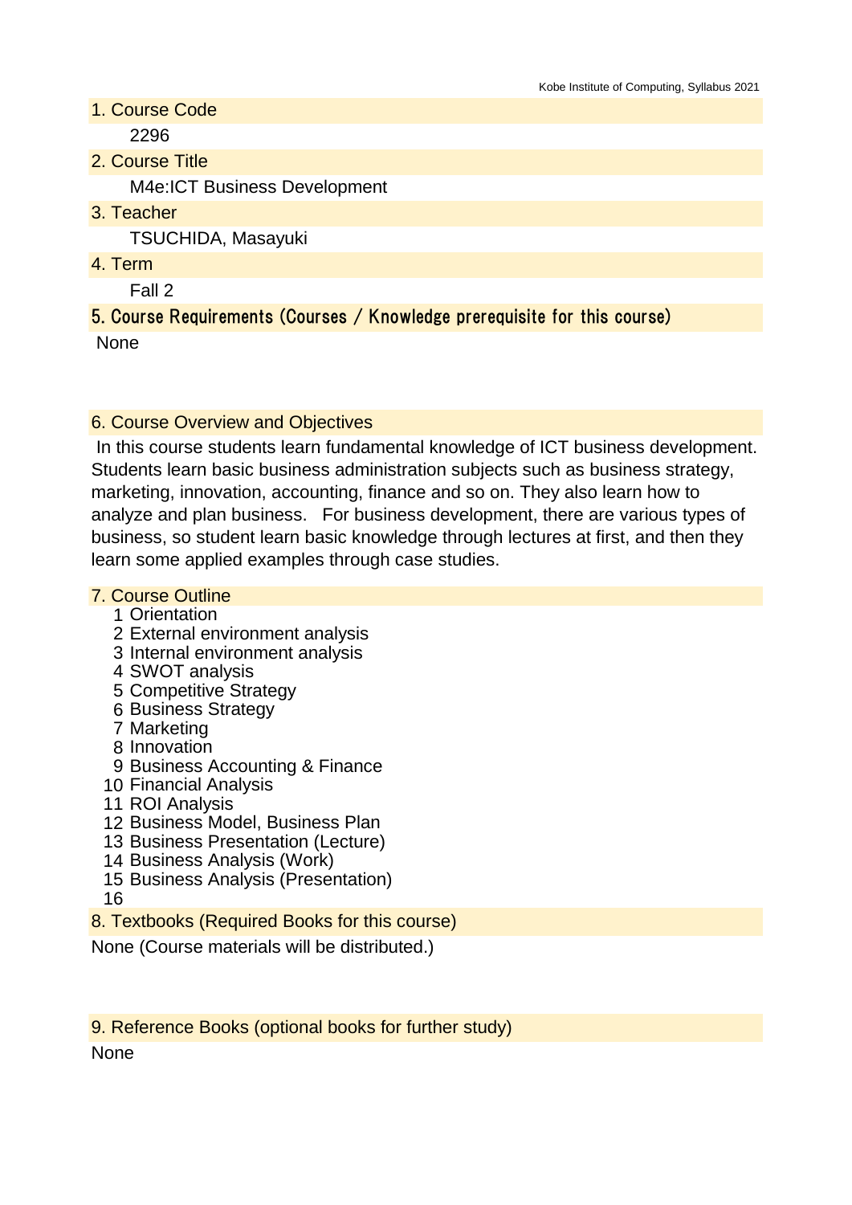## 1. Course Code

2296

## 2. Course Title

M4e:ICT Business Development

## 3. Teacher

TSUCHIDA, Masayuki

## 4. Term

Fall 2

## 5. Course Requirements (Courses / Knowledge prerequisite for this course)

None

## 6. Course Overview and Objectives

In this course students learn fundamental knowledge of ICT business development. Students learn basic business administration subjects such as business strategy, marketing, innovation, accounting, finance and so on. They also learn how to analyze and plan business. For business development, there are various types of business, so student learn basic knowledge through lectures at first, and then they learn some applied examples through case studies.

## 7. Course Outline

1 Orientation
2 External environment analysis
3 Internal environment analysis
4 SWOT analysis
5 Competitive Strategy
6 Business Strategy
7 Marketing
8 Innovation
9 Business Accounting & Finance
10 Financial Analysis
11 ROI Analysis
12 Business Model, Business Plan
13 Business Presentation (Lecture)
14 Business Analysis (Work)
15 Business Analysis (Presentation)
16

## 8. Textbooks (Required Books for this course)

None (Course materials will be distributed.)

## 9. Reference Books (optional books for further study)

None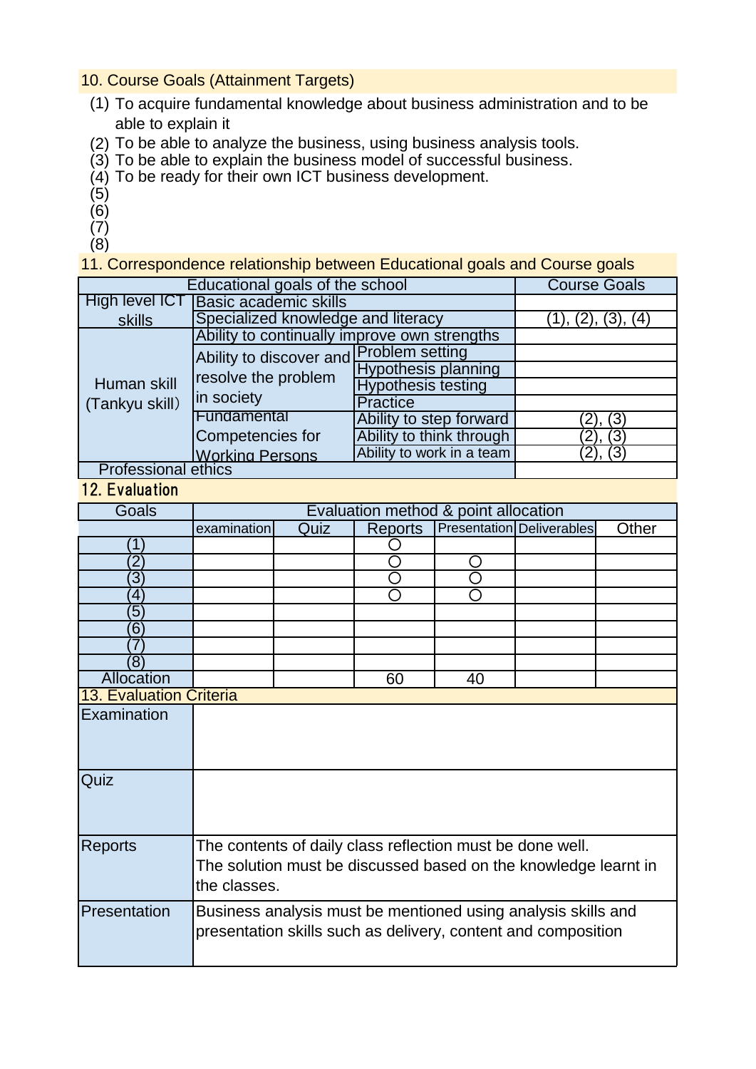## 10. Course Goals (Attainment Targets)

(1) To acquire fundamental knowledge about business administration and to be able to explain it
(2) To be able to analyze the business, using business analysis tools.
(3) To be able to explain the business model of successful business.
(4) To be ready for their own ICT business development.
(5)
(6)
(7)
(8)

## 11. Correspondence relationship between Educational goals and Course goals

| Educational goals of the school | | | Course Goals |
|---|---|---|---|
| High level ICT skills | Basic academic skills | | |
| | Specialized knowledge and literacy | | (1), (2), (3), (4) |
| Human skill (Tankyu skill) | Ability to continually improve own strengths | | |
| | Ability to discover and resolve the problem in society | Problem setting | |
| | | Hypothesis planning | |
| | | Hypothesis testing | |
| | | Practice | |
| | Fundamental Competencies for Working Persons | Ability to step forward | (2), (3) |
| | | Ability to think through | (2), (3) |
| | | Ability to work in a team | (2), (3) |
| Professional ethics | | | |

## 12. Evaluation

| Goals | Evaluation method & point allocation | | | | | |
|---|---|---|---|---|---|---|
| | examination | Quiz | Reports | Presentation | Deliverables | Other |
| (1) | | | ○ | | | |
| (2) | | | ○ | ○ | | |
| (3) | | | ○ | ○ | | |
| (4) | | | ○ | ○ | | |
| (5) | | | | | | |
| (6) | | | | | | |
| (7) | | | | | | |
| (8) | | | | | | |
| Allocation | | | 60 | 40 | | |

## 13. Evaluation Criteria

| | |
|---|---|
| Examination | |
| Quiz | |
| Reports | The contents of daily class reflection must be done well.<br>The solution must be discussed based on the knowledge learnt in the classes. |
| Presentation | Business analysis must be mentioned using analysis skills and presentation skills such as delivery, content and composition |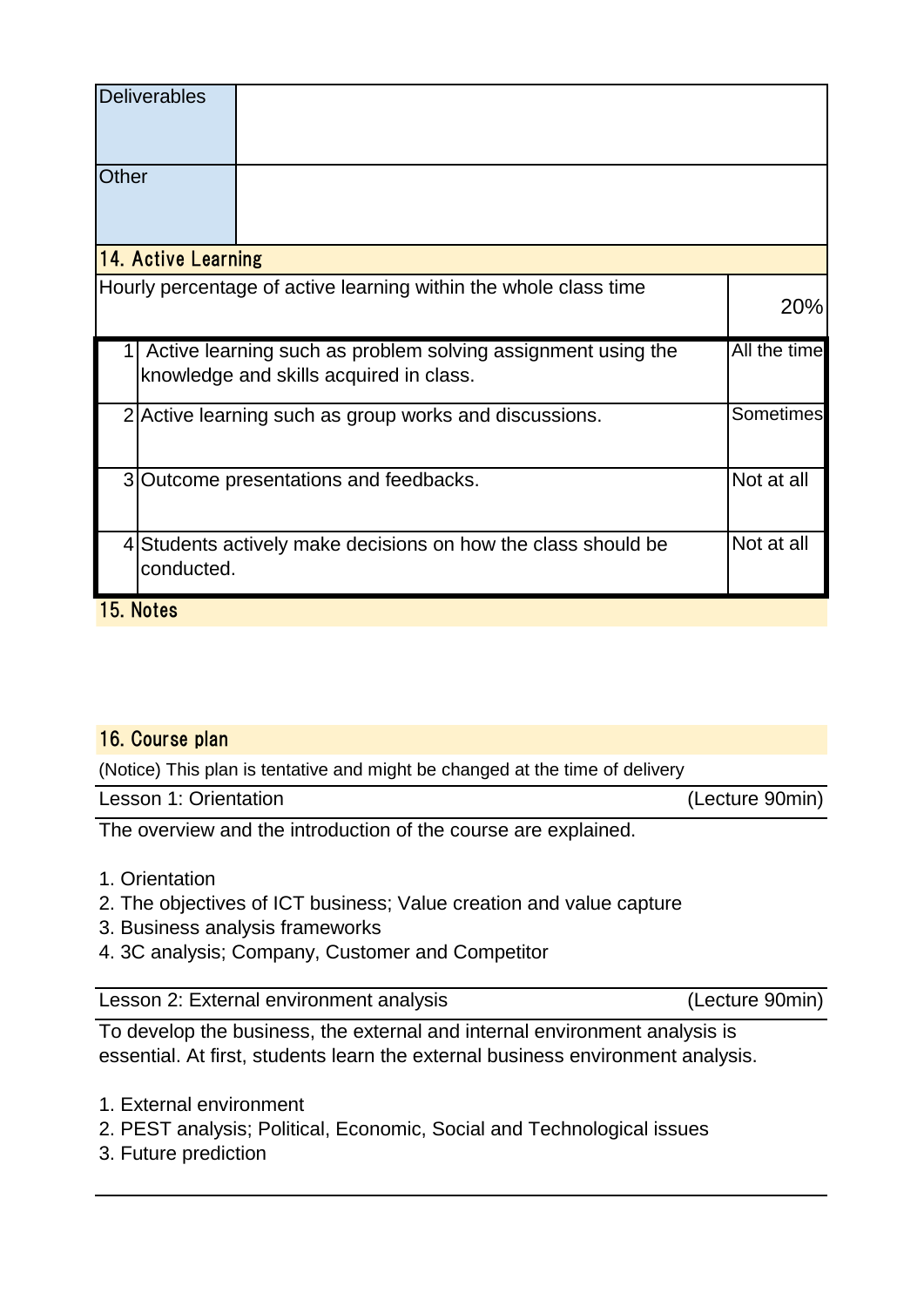| Deliverables | |
|---|---|
| Other | |

## 14. Active Learning

| Hourly percentage of active learning within the whole class time | | 20% |
|---|---|---|
| 1 | Active learning such as problem solving assignment using the knowledge and skills acquired in class. | All the time |
| 2 | Active learning such as group works and discussions. | Sometimes |
| 3 | Outcome presentations and feedbacks. | Not at all |
| 4 | Students actively make decisions on how the class should be conducted. | Not at all |

## 15. Notes

## 16. Course plan

(Notice) This plan is tentative and might be changed at the time of delivery

**Lesson 1: Orientation** (Lecture 90min)

The overview and the introduction of the course are explained.

1. Orientation
2. The objectives of ICT business; Value creation and value capture
3. Business analysis frameworks
4. 3C analysis; Company, Customer and Competitor

**Lesson 2: External environment analysis** (Lecture 90min)

To develop the business, the external and internal environment analysis is essential. At first, students learn the external business environment analysis.

1. External environment
2. PEST analysis; Political, Economic, Social and Technological issues
3. Future prediction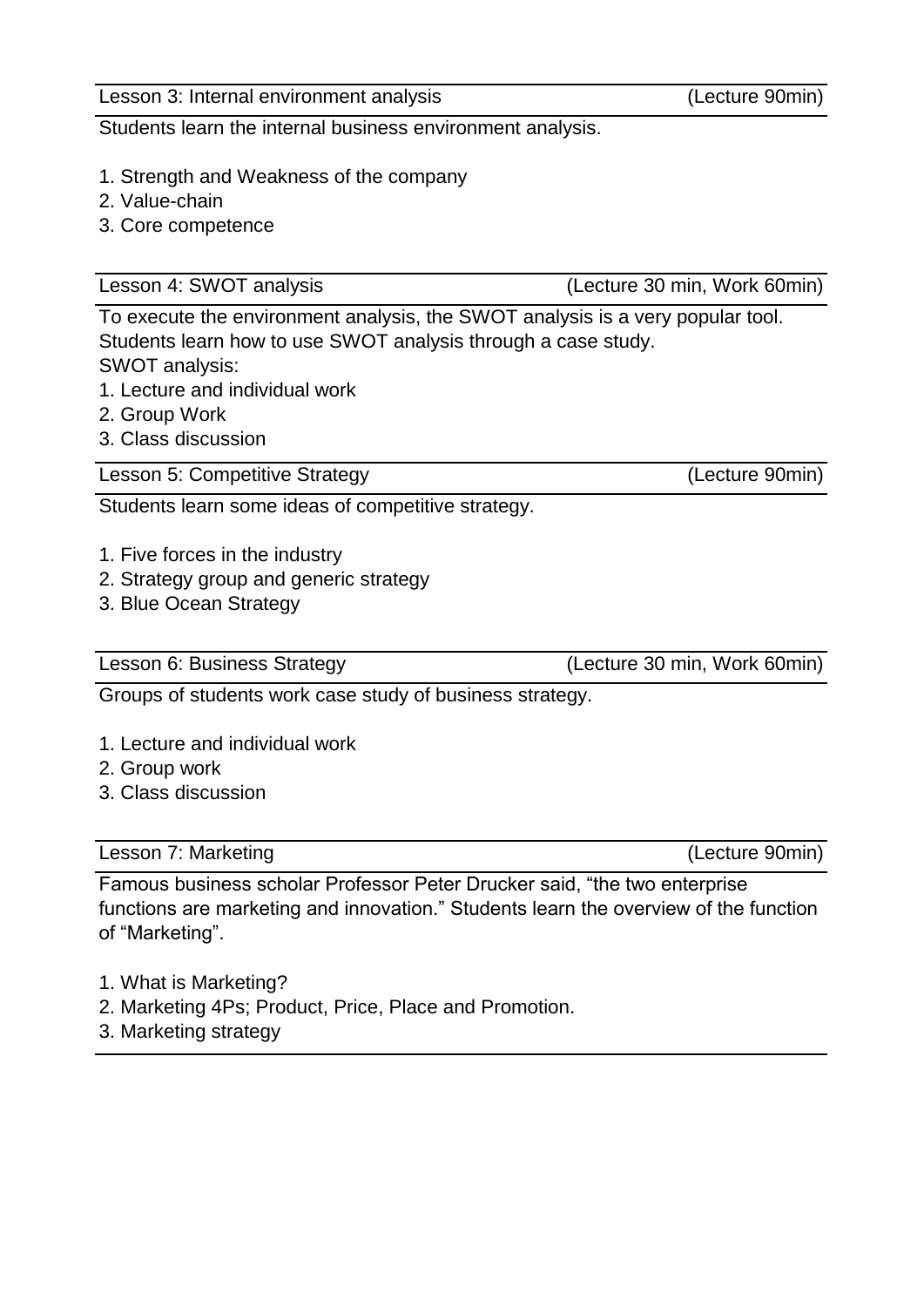**Lesson 3: Internal environment analysis** (Lecture 90min)

Students learn the internal business environment analysis.

1. Strength and Weakness of the company
2. Value-chain
3. Core competence

**Lesson 4: SWOT analysis** (Lecture 30 min, Work 60min)

To execute the environment analysis, the SWOT analysis is a very popular tool. Students learn how to use SWOT analysis through a case study.

SWOT analysis:

1. Lecture and individual work
2. Group Work
3. Class discussion

**Lesson 5: Competitive Strategy** (Lecture 90min)

Students learn some ideas of competitive strategy.

1. Five forces in the industry
2. Strategy group and generic strategy
3. Blue Ocean Strategy

**Lesson 6: Business Strategy** (Lecture 30 min, Work 60min)

Groups of students work case study of business strategy.

1. Lecture and individual work
2. Group work
3. Class discussion

**Lesson 7: Marketing** (Lecture 90min)

Famous business scholar Professor Peter Drucker said, "the two enterprise functions are marketing and innovation." Students learn the overview of the function of "Marketing".

1. What is Marketing?
2. Marketing 4Ps; Product, Price, Place and Promotion.
3. Marketing strategy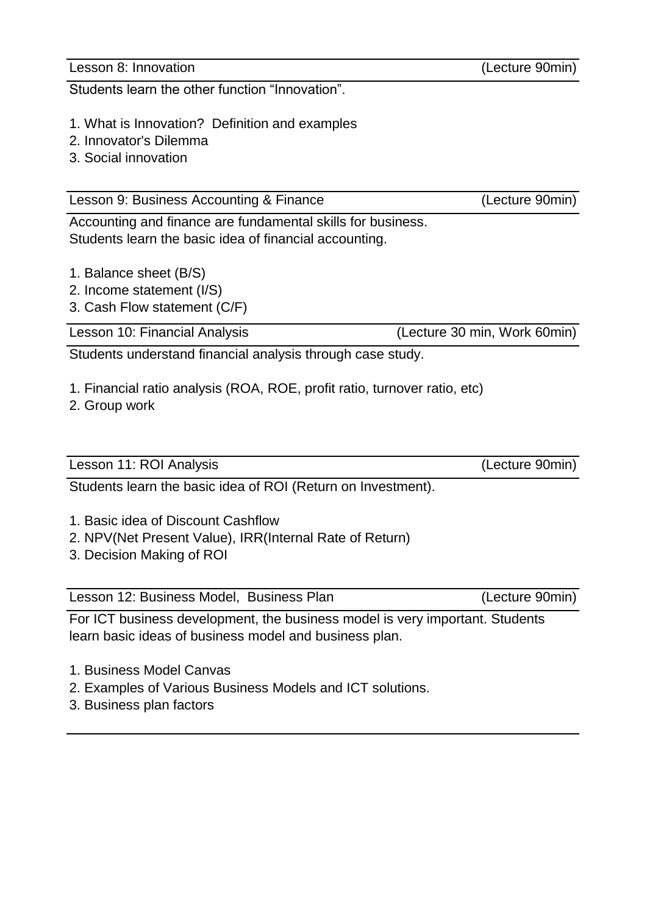| Lesson 8: Innovation | (Lecture 90min) |
|---|---|

Students learn the other function “Innovation”.

1. What is Innovation? Definition and examples
2. Innovator's Dilemma
3. Social innovation

| Lesson 9: Business Accounting & Finance | (Lecture 90min) |
|---|---|

Accounting and finance are fundamental skills for business.
Students learn the basic idea of financial accounting.

1. Balance sheet (B/S)
2. Income statement (I/S)
3. Cash Flow statement (C/F)

| Lesson 10: Financial Analysis | (Lecture 30 min, Work 60min) |
|---|---|

Students understand financial analysis through case study.

1. Financial ratio analysis (ROA, ROE, profit ratio, turnover ratio, etc)
2. Group work

| Lesson 11: ROI Analysis | (Lecture 90min) |
|---|---|

Students learn the basic idea of ROI (Return on Investment).

1. Basic idea of Discount Cashflow
2. NPV(Net Present Value), IRR(Internal Rate of Return)
3. Decision Making of ROI

| Lesson 12: Business Model, Business Plan | (Lecture 90min) |
|---|---|

For ICT business development, the business model is very important. Students learn basic ideas of business model and business plan.

1. Business Model Canvas
2. Examples of Various Business Models and ICT solutions.
3. Business plan factors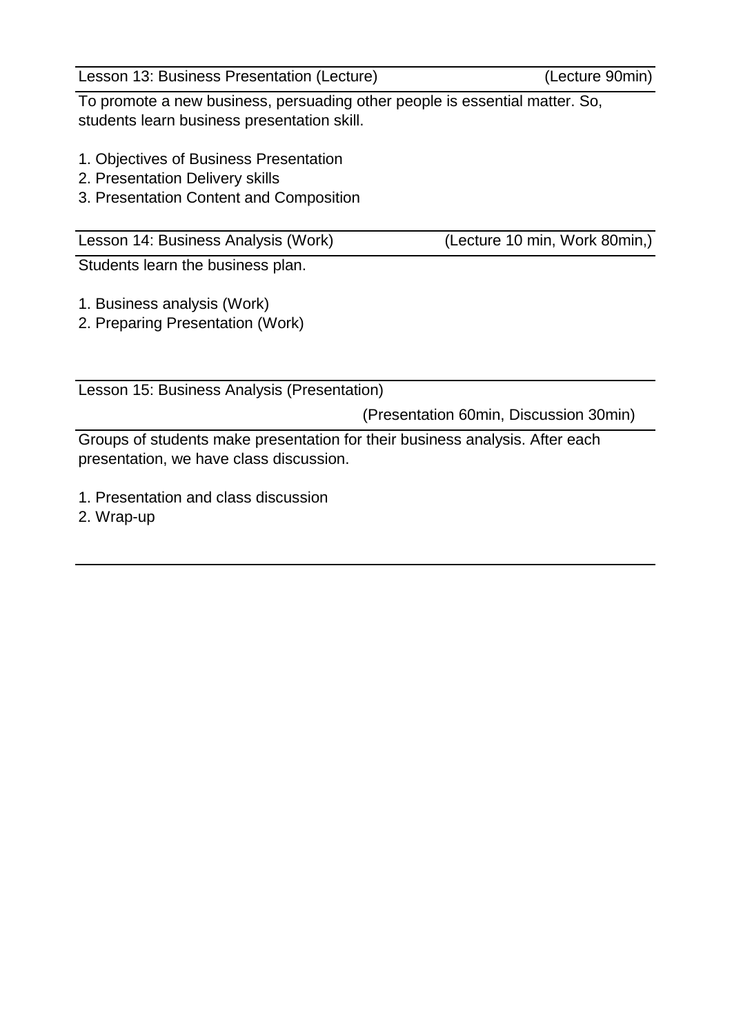Lesson 13: Business Presentation (Lecture) (Lecture 90min)

To promote a new business, persuading other people is essential matter. So, students learn business presentation skill.

1. Objectives of Business Presentation
2. Presentation Delivery skills
3. Presentation Content and Composition

Lesson 14: Business Analysis (Work) (Lecture 10 min, Work 80min,)

Students learn the business plan.

1. Business analysis (Work)
2. Preparing Presentation (Work)

Lesson 15: Business Analysis (Presentation)

(Presentation 60min, Discussion 30min)

Groups of students make presentation for their business analysis. After each presentation, we have class discussion.

1. Presentation and class discussion
2. Wrap-up